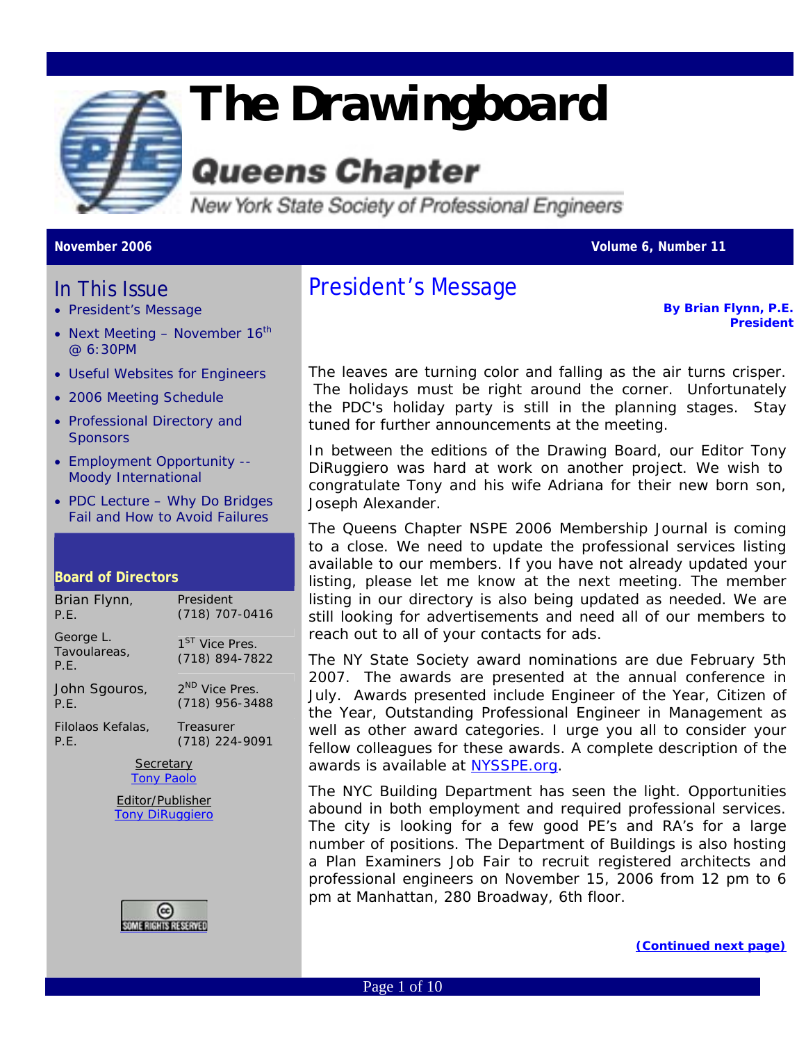# The Drawingboard

## Queens Chapter

New York State Society of Professional Engineers

**November 2006** **Volume 6, Number 11**

## In This Issue

- President's Message
- Next Meeting – November 16th @ 6:30PM
- Useful Websites for Engineers
- 2006 Meeting Schedule
- Professional Directory and Sponsors
- Employment Opportunity -- Moody International
- PDC Lecture – Why Do Bridges Fail and How to Avoid Failures

### Board of Directors

| | |
|---|---|
| Brian Flynn, P.E. | President (718) 707-0416 |
| George L. Tavoulareas, P.E. | 1ST Vice Pres. (718) 894-7822 |
| John Sgouros, P.E. | 2ND Vice Pres. (718) 956-3488 |
| Filolaos Kefalas, P.E. | Treasurer (718) 224-9091 |

Secretary
Tony Paolo

Editor/Publisher
Tony DiRuggiero

SOME RIGHTS RESERVED

## President's Message

**By Brian Flynn, P.E.**
**President**

The leaves are turning color and falling as the air turns crisper. The holidays must be right around the corner. Unfortunately the PDC's holiday party is still in the planning stages. Stay tuned for further announcements at the meeting.

In between the editions of the Drawing Board, our Editor Tony DiRuggiero was hard at work on another project. We wish to congratulate Tony and his wife Adriana for their new born son, Joseph Alexander.

The Queens Chapter NSPE 2006 Membership Journal is coming to a close. We need to update the professional services listing available to our members. If you have not already updated your listing, please let me know at the next meeting. The member listing in our directory is also being updated as needed. We are still looking for advertisements and need all of our members to reach out to all of your contacts for ads.

The NY State Society award nominations are due February 5th 2007. The awards are presented at the annual conference in July. Awards presented include Engineer of the Year, Citizen of the Year, Outstanding Professional Engineer in Management as well as other award categories. I urge you all to consider your fellow colleagues for these awards. A complete description of the awards is available at NYSSPE.org.

The NYC Building Department has seen the light. Opportunities abound in both employment and required professional services. The city is looking for a few good PE's and RA's for a large number of positions. The Department of Buildings is also hosting a Plan Examiners Job Fair to recruit registered architects and professional engineers on November 15, 2006 from 12 pm to 6 pm at Manhattan, 280 Broadway, 6th floor.

**(Continued next page)**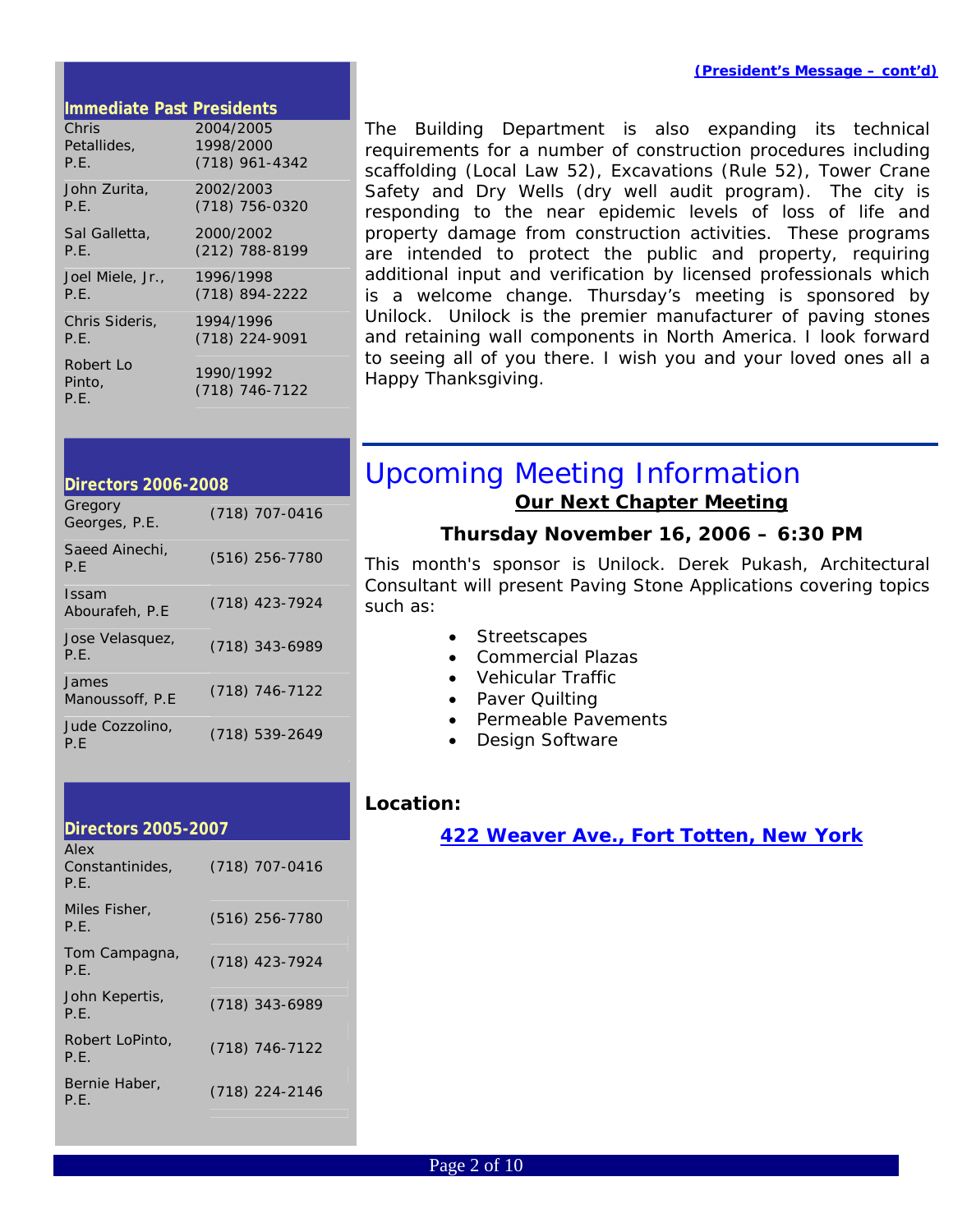## Immediate Past Presidents

| Name | Term / Phone |
|---|---|
| Chris Petallides, P.E. | 2004/2005 1998/2000 (718) 961-4342 |
| John Zurita, P.E. | 2002/2003 (718) 756-0320 |
| Sal Galletta, P.E. | 2000/2002 (212) 788-8199 |
| Joel Miele, Jr., P.E. | 1996/1998 (718) 894-2222 |
| Chris Sideris, P.E. | 1994/1996 (718) 224-9091 |
| Robert Lo Pinto, P.E. | 1990/1992 (718) 746-7122 |

## Directors 2006-2008

| Name | Phone |
|---|---|
| Gregory Georges, P.E. | (718) 707-0416 |
| Saeed Ainechi, P.E | (516) 256-7780 |
| Issam Abourafeh, P.E | (718) 423-7924 |
| Jose Velasquez, P.E. | (718) 343-6989 |
| James Manoussoff, P.E | (718) 746-7122 |
| Jude Cozzolino, P.E | (718) 539-2649 |

## Directors 2005-2007

| Name | Phone |
|---|---|
| Alex Constantinides, P.E. | (718) 707-0416 |
| Miles Fisher, P.E. | (516) 256-7780 |
| Tom Campagna, P.E. | (718) 423-7924 |
| John Kepertis, P.E. | (718) 343-6989 |
| Robert LoPinto, P.E. | (718) 746-7122 |
| Bernie Haber, P.E. | (718) 224-2146 |

**(President's Message – cont'd)**

The Building Department is also expanding its technical requirements for a number of construction procedures including scaffolding (Local Law 52), Excavations (Rule 52), Tower Crane Safety and Dry Wells (dry well audit program). The city is responding to the near epidemic levels of loss of life and property damage from construction activities. These programs are intended to protect the public and property, requiring additional input and verification by licensed professionals which is a welcome change. Thursday's meeting is sponsored by Unilock. Unilock is the premier manufacturer of paving stones and retaining wall components in North America. I look forward to seeing all of you there. I wish you and your loved ones all a Happy Thanksgiving.

# Upcoming Meeting Information

**Our Next Chapter Meeting**

**Thursday November 16, 2006 – 6:30 PM**

This month's sponsor is Unilock. Derek Pukash, Architectural Consultant will present Paving Stone Applications covering topics such as:

- Streetscapes
- Commercial Plazas
- Vehicular Traffic
- Paver Quilting
- Permeable Pavements
- Design Software

**Location:**

**422 Weaver Ave., Fort Totten, New York**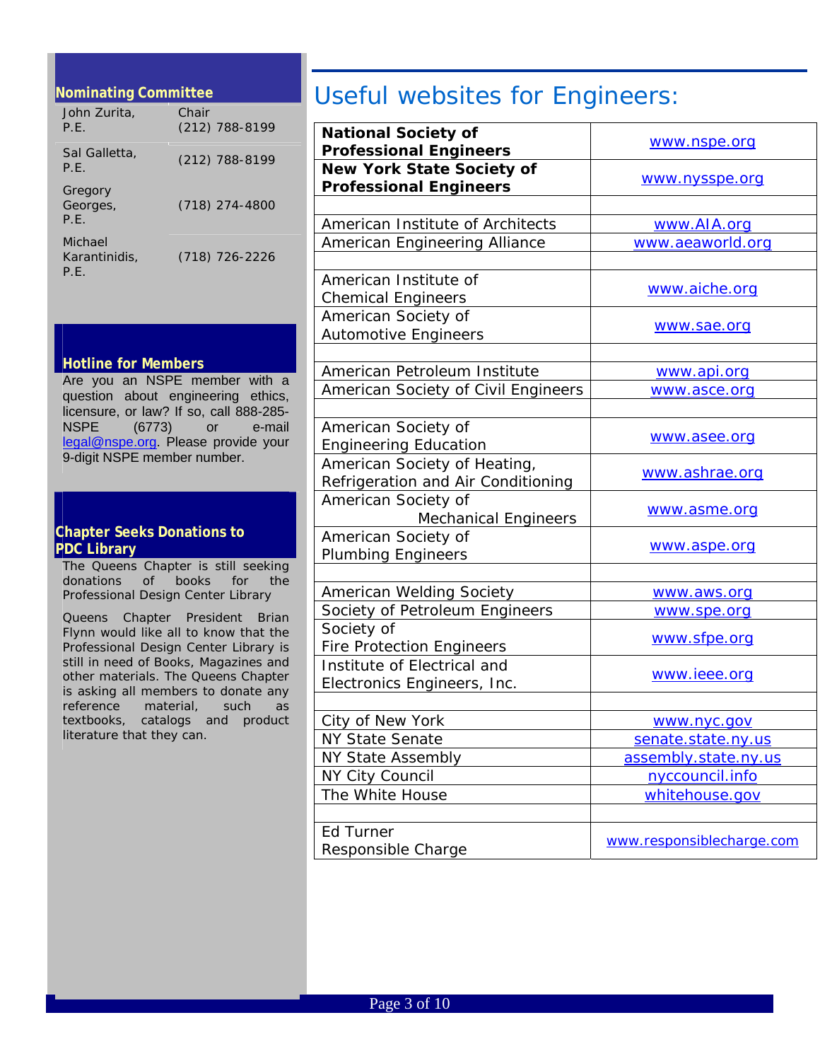## Nominating Committee

| | |
|---|---|
| John Zurita, P.E. | Chair (212) 788-8199 |
| Sal Galletta, P.E. | (212) 788-8199 |
| Gregory Georges, P.E. | (718) 274-4800 |
| Michael Karantinidis, P.E. | (718) 726-2226 |

## Hotline for Members

Are you an NSPE member with a question about engineering ethics, licensure, or law? If so, call 888-285-NSPE (6773) or e-mail legal@nspe.org. Please provide your 9-digit NSPE member number.

## Chapter Seeks Donations to PDC Library

The Queens Chapter is still seeking donations of books for the Professional Design Center Library

Queens Chapter President Brian Flynn would like all to know that the Professional Design Center Library is still in need of Books, Magazines and other materials. The Queens Chapter is asking all members to donate any reference material, such as textbooks, catalogs and product literature that they can.

# Useful websites for Engineers:

| | |
|---|---|
| **National Society of Professional Engineers** | www.nspe.org |
| **New York State Society of Professional Engineers** | www.nysspe.org |
| | |
| American Institute of Architects | www.AIA.org |
| American Engineering Alliance | www.aeaworld.org |
| | |
| American Institute of Chemical Engineers | www.aiche.org |
| American Society of Automotive Engineers | www.sae.org |
| | |
| American Petroleum Institute | www.api.org |
| American Society of Civil Engineers | www.asce.org |
| | |
| American Society of Engineering Education | www.asee.org |
| American Society of Heating, Refrigeration and Air Conditioning | www.ashrae.org |
| American Society of Mechanical Engineers | www.asme.org |
| American Society of Plumbing Engineers | www.aspe.org |
| | |
| American Welding Society | www.aws.org |
| Society of Petroleum Engineers | www.spe.org |
| Society of Fire Protection Engineers | www.sfpe.org |
| Institute of Electrical and Electronics Engineers, Inc. | www.ieee.org |
| | |
| City of New York | www.nyc.gov |
| NY State Senate | senate.state.ny.us |
| NY State Assembly | assembly.state.ny.us |
| NY City Council | nyccouncil.info |
| The White House | whitehouse.gov |
| | |
| Ed Turner Responsible Charge | www.responsiblecharge.com |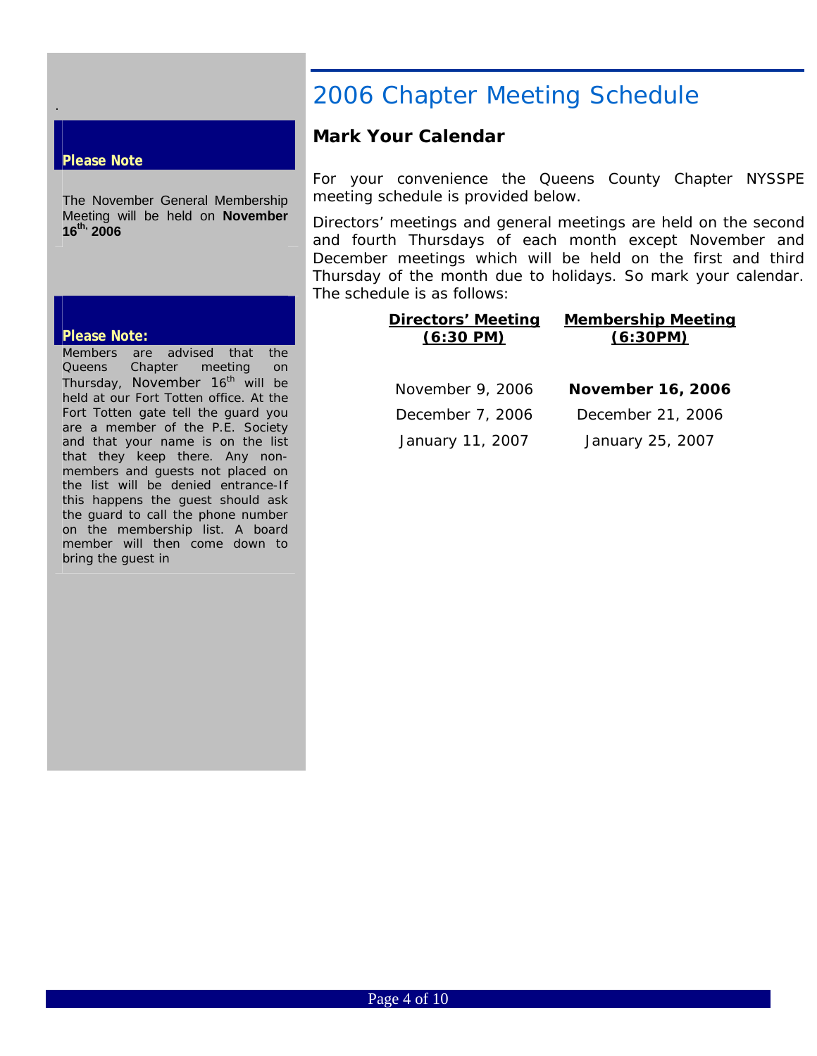## Please Note

The November General Membership Meeting will be held on **November 16th, 2006**

## Please Note:

Members are advised that the Queens Chapter meeting on Thursday, November 16th will be held at our Fort Totten office. At the Fort Totten gate tell the guard you are a member of the P.E. Society and that your name is on the list that they keep there. Any non-members and guests not placed on the list will be denied entrance-If this happens the guest should ask the guard to call the phone number on the membership list. A board member will then come down to bring the guest in

# 2006 Chapter Meeting Schedule

### Mark Your Calendar

For your convenience the Queens County Chapter NYSSPE meeting schedule is provided below.

Directors' meetings and general meetings are held on the second and fourth Thursdays of each month except November and December meetings which will be held on the first and third Thursday of the month due to holidays. So mark your calendar. The schedule is as follows:

| Directors' Meeting (6:30 PM) | Membership Meeting (6:30PM) |
|---|---|
| November 9, 2006 | **November 16, 2006** |
| December 7, 2006 | December 21, 2006 |
| January 11, 2007 | January 25, 2007 |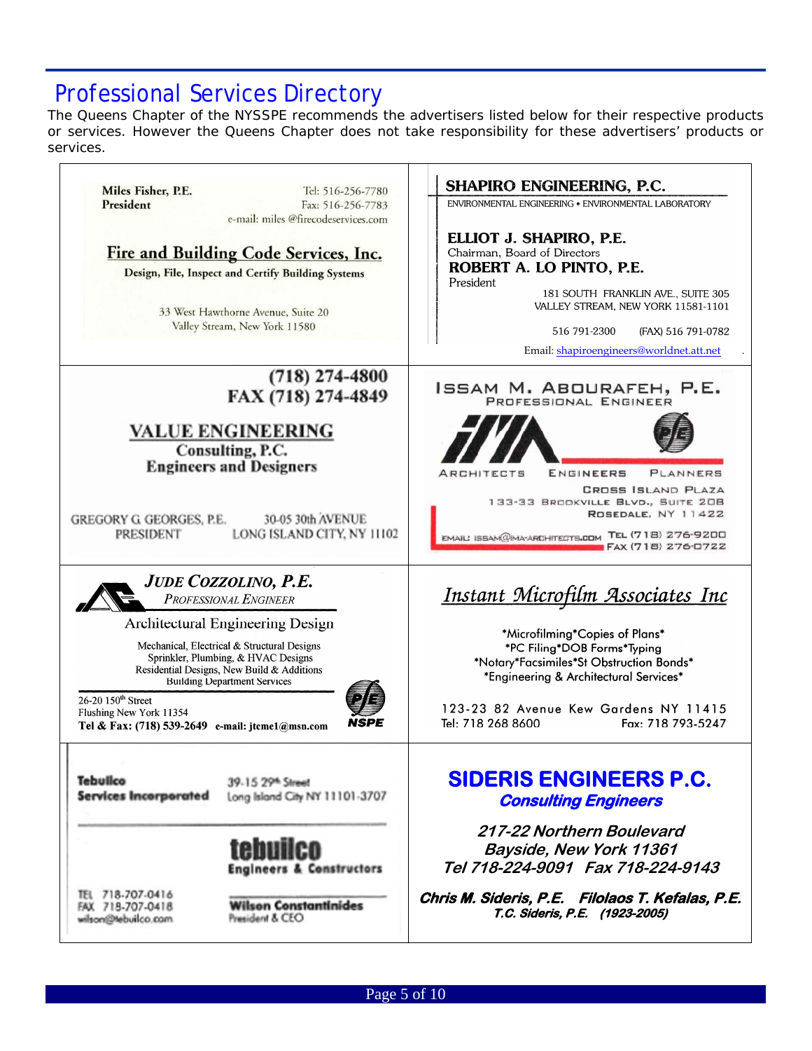# Professional Services Directory

The Queens Chapter of the NYSSPE recommends the advertisers listed below for their respective products or services. However the Queens Chapter does not take responsibility for these advertisers' products or services.

---

**Miles Fisher, P.E.**
**President**

Tel: 516-256-7780
Fax: 516-256-7783
e-mail: miles @firecodeservices.com

**Fire and Building Code Services, Inc.**
**Design, File, Inspect and Certify Building Systems**

33 West Hawthorne Avenue, Suite 20
Valley Stream, New York 11580

---

**SHAPIRO ENGINEERING, P.C.**
ENVIRONMENTAL ENGINEERING • ENVIRONMENTAL LABORATORY

**ELLIOT J. SHAPIRO, P.E.**
Chairman, Board of Directors
**ROBERT A. LO PINTO, P.E.**
President

181 SOUTH FRANKLIN AVE., SUITE 305
VALLEY STREAM, NEW YORK 11581-1101

516 791-2300 (FAX) 516 791-0782

Email: shapiroengineers@worldnet.att.net

---

**(718) 274-4800**
**FAX (718) 274-4849**

**VALUE ENGINEERING**
**Consulting, P.C.**
**Engineers and Designers**

GREGORY G. GEORGES, P.E.
PRESIDENT

30-05 30th AVENUE
LONG ISLAND CITY, NY 11102

---

**ISSAM M. ABOURAFEH, P.E.**
PROFESSIONAL ENGINEER

ARCHITECTS ENGINEERS PLANNERS

CROSS ISLAND PLAZA
133-33 BROOKVILLE BLVD., SUITE 208
ROSEDALE, NY 11422

EMAIL: ISSAM@IMA-ARCHITECTS.COM
TEL (718) 276-9200
FAX (718) 276-0722

---

***JUDE COZZOLINO, P.E.***
*PROFESSIONAL ENGINEER*

Architectural Engineering Design

Mechanical, Electrical & Structural Designs
Sprinkler, Plumbing, & HVAC Designs
Residential Designs, New Build & Additions
Building Department Services

26-20 150th Street
Flushing New York 11354
**Tel & Fax: (718) 539-2649** **e-mail: jtcme1@msn.com**

NSPE

---

*Instant Microfilm Associates Inc*

*Microfilming*Copies of Plans*
*PC Filing*DOB Forms*Typing
*Notary*Facsimiles*St Obstruction Bonds*
*Engineering & Architectural Services*

123-23 82 Avenue Kew Gardens NY 11415
Tel: 718 268 8600 Fax: 718 793-5247

---

**Tebuilco**
**Services Incorporated**

39-15 29th Street
Long Island City NY 11101-3707

**tebuilco**
**Engineers & Constructors**

TEL 718-707-0416
FAX 718-707-0418
wilson@tebuilco.com

**Wilson Constantinides**
President & CEO

---

**SIDERIS ENGINEERS P.C.**
***Consulting Engineers***

***217-22 Northern Boulevard***
***Bayside, New York 11361***
***Tel 718-224-9091 Fax 718-224-9143***

***Chris M. Sideris, P.E. Filolaos T. Kefalas, P.E.***
***T.C. Sideris, P.E. (1923-2005)***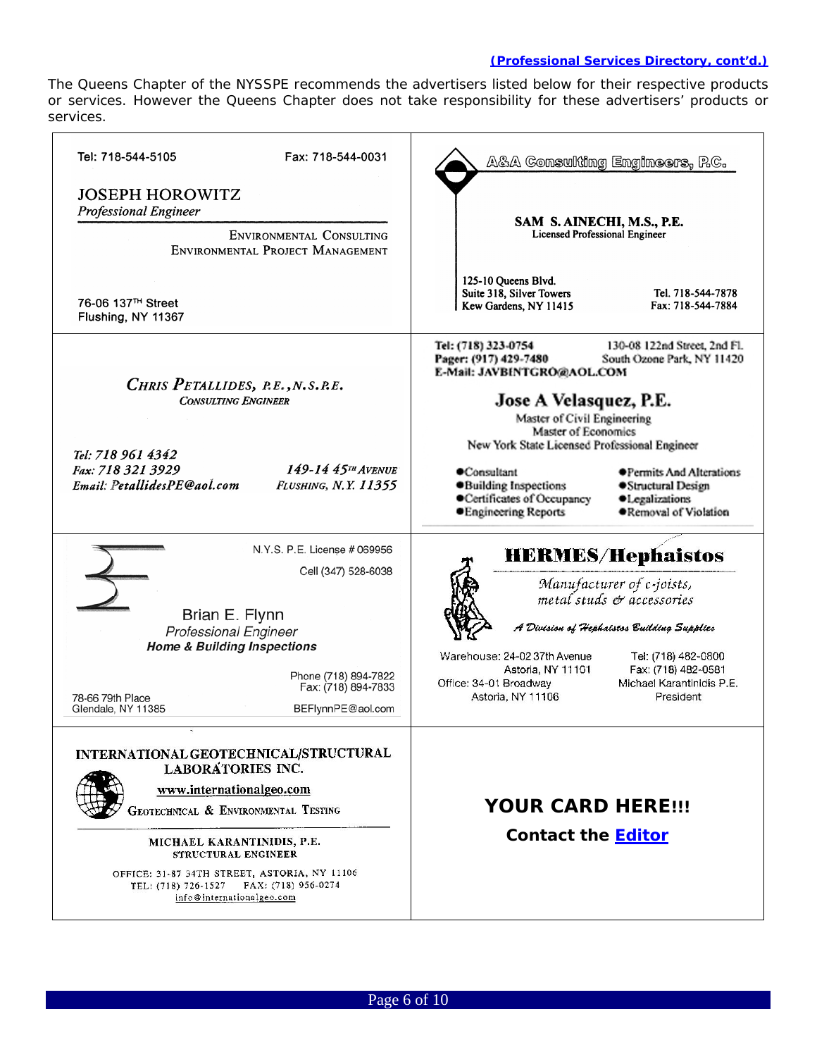**(Professional Services Directory, cont'd.)**

The Queens Chapter of the NYSSPE recommends the advertisers listed below for their respective products or services. However the Queens Chapter does not take responsibility for these advertisers' products or services.

---

Tel: 718-544-5105
Fax: 718-544-0031

**JOSEPH HOROWITZ**
*Professional Engineer*

ENVIRONMENTAL CONSULTING
ENVIRONMENTAL PROJECT MANAGEMENT

76-06 137TH Street
Flushing, NY 11367

---

**A&A Consulting Engineers, P.C.**

**SAM S. AINECHI, M.S., P.E.**
Licensed Professional Engineer

125-10 Queens Blvd.
Suite 318, Silver Towers
Kew Gardens, NY 11415

Tel. 718-544-7878
Fax: 718-544-7884

---

***CHRIS PETALLIDES, P.E., N.S.P.E.***
***CONSULTING ENGINEER***

*Tel: 718 961 4342*
*Fax: 718 321 3929*
*Email: PetallidesPE@aol.com*

*149-14 45TH AVENUE*
*FLUSHING, N.Y. 11355*

---

**Tel: (718) 323-0754**
**Pager: (917) 429-7480**
**E-Mail: JAVBINTGRO@AOL.COM**

130-08 122nd Street, 2nd Fl.
South Ozone Park, NY 11420

**Jose A Velasquez, P.E.**
Master of Civil Engineering
Master of Economics
New York State Licensed Professional Engineer

- Consultant
- Building Inspections
- Certificates of Occupancy
- Engineering Reports
- Permits And Alterations
- Structural Design
- Legalizations
- Removal of Violation

---

N.Y.S. P.E. License # 069956
Cell (347) 528-6038

Brian E. Flynn
*Professional Engineer*
***Home & Building Inspections***

Phone (718) 894-7822
Fax: (718) 894-7833

78-66 79th Place
Glendale, NY 11385

BEFlynnPE@aol.com

---

**HERMES/Hephaistos**

*Manufacturer of c-joists, metal studs & accessories*

*A Division of Hephaistos Building Supplies*

Warehouse: 24-02 37th Avenue
Astoria, NY 11101
Office: 34-01 Broadway
Astoria, NY 11106

Tel: (718) 482-0800
Fax: (718) 482-0581
Michael Karantinidis P.E.
President

---

**INTERNATIONAL GEOTECHNICAL/STRUCTURAL LABORATORIES INC.**

www.internationalgeo.com

GEOTECHNICAL & ENVIRONMENTAL TESTING

MICHAEL KARANTINIDIS, P.E.
STRUCTURAL ENGINEER

OFFICE: 31-87 34TH STREET, ASTORIA, NY 11106
TEL: (718) 726-1527 FAX: (718) 956-0274
info@internationalgeo.com

---

**YOUR CARD HERE!!!**

**Contact the Editor**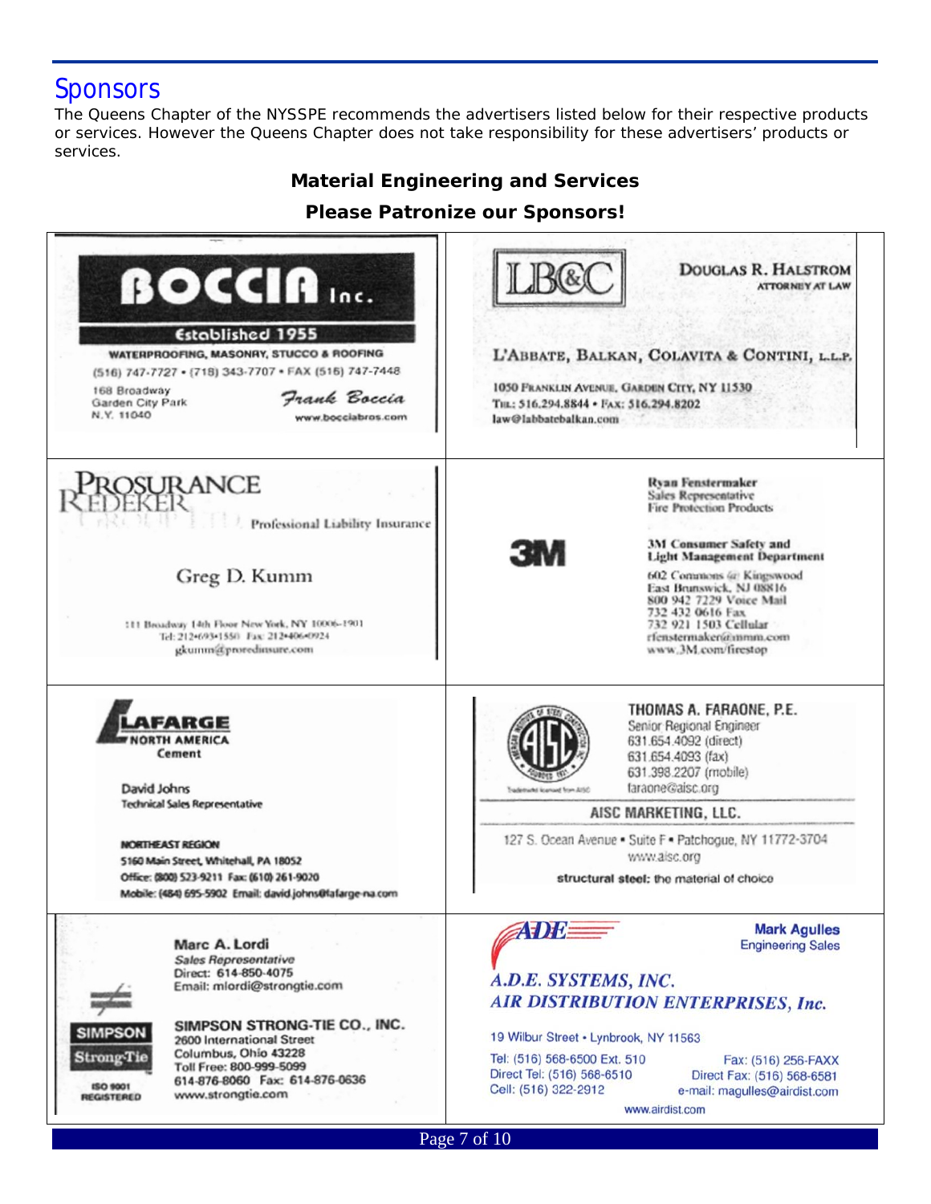# Sponsors

The Queens Chapter of the NYSSPE recommends the advertisers listed below for their respective products or services. However the Queens Chapter does not take responsibility for these advertisers' products or services.

**Material Engineering and Services**

**Please Patronize our Sponsors!**

---

**BOCCIA Inc.**
Established 1955
WATERPROOFING, MASONRY, STUCCO & ROOFING
(516) 747-7727 • (718) 343-7707 • FAX (516) 747-7448
168 Broadway
Garden City Park
N.Y. 11040
Frank Boccia
www.bocciabros.com

---

**LB&C**
DOUGLAS R. HALSTROM
ATTORNEY AT LAW
L'ABBATE, BALKAN, COLAVITA & CONTINI, L.L.P.
1050 Franklin Avenue, Garden City, NY 11530
Tel: 516.294.8844 • Fax: 516.294.8202
law@labbatebalkan.com

---

**PROSURANCE REDEKER GROUP LTD.**
Professional Liability Insurance
Greg D. Kumm
111 Broadway 14th Floor New York, NY 10006-1901
Tel: 212•693•1550 Fax: 212•406•0924
gkumm@proredinsure.com

---

**3M**
Ryan Fenstermaker
Sales Representative
Fire Protection Products
3M Consumer Safety and Light Management Department
602 Commons @ Kingswood
East Brunswick, NJ 08816
800 942 7229 Voice Mail
732 432 0616 Fax
732 921 1503 Cellular
rfenstermaker@mmm.com
www.3M.com/firestop

---

**LAFARGE NORTH AMERICA**
Cement
David Johns
Technical Sales Representative
NORTHEAST REGION
5160 Main Street, Whitehall, PA 18052
Office: (800) 523-9211 Fax: (610) 261-9020
Mobile: (484) 695-5902 Email: david.johns@lafarge-na.com

---

**AISC**
THOMAS A. FARAONE, P.E.
Senior Regional Engineer
631.654.4092 (direct)
631.654.4093 (fax)
631.398.2207 (mobile)
faraone@aisc.org
AISC MARKETING, LLC.
127 S. Ocean Avenue • Suite F • Patchogue, NY 11772-3704
www.aisc.org
structural steel: the material of choice

---

**SIMPSON Strong-Tie**
ISO 9001 REGISTERED
Marc A. Lordi
Sales Representative
Direct: 614-850-4075
Email: mlordi@strongtie.com
SIMPSON STRONG-TIE CO., INC.
2600 International Street
Columbus, Ohio 43228
Toll Free: 800-999-5099
614-876-8060 Fax: 614-876-0636
www.strongtie.com

---

**ADE**
Mark Agulles
Engineering Sales
*A.D.E. SYSTEMS, INC.*
*AIR DISTRIBUTION ENTERPRISES, Inc.*
19 Wilbur Street • Lynbrook, NY 11563
Tel: (516) 568-6500 Ext. 510
Direct Tel: (516) 568-6510
Cell: (516) 322-2912
Fax: (516) 256-FAXX
Direct Fax: (516) 568-6581
e-mail: magulles@airdist.com
www.airdist.com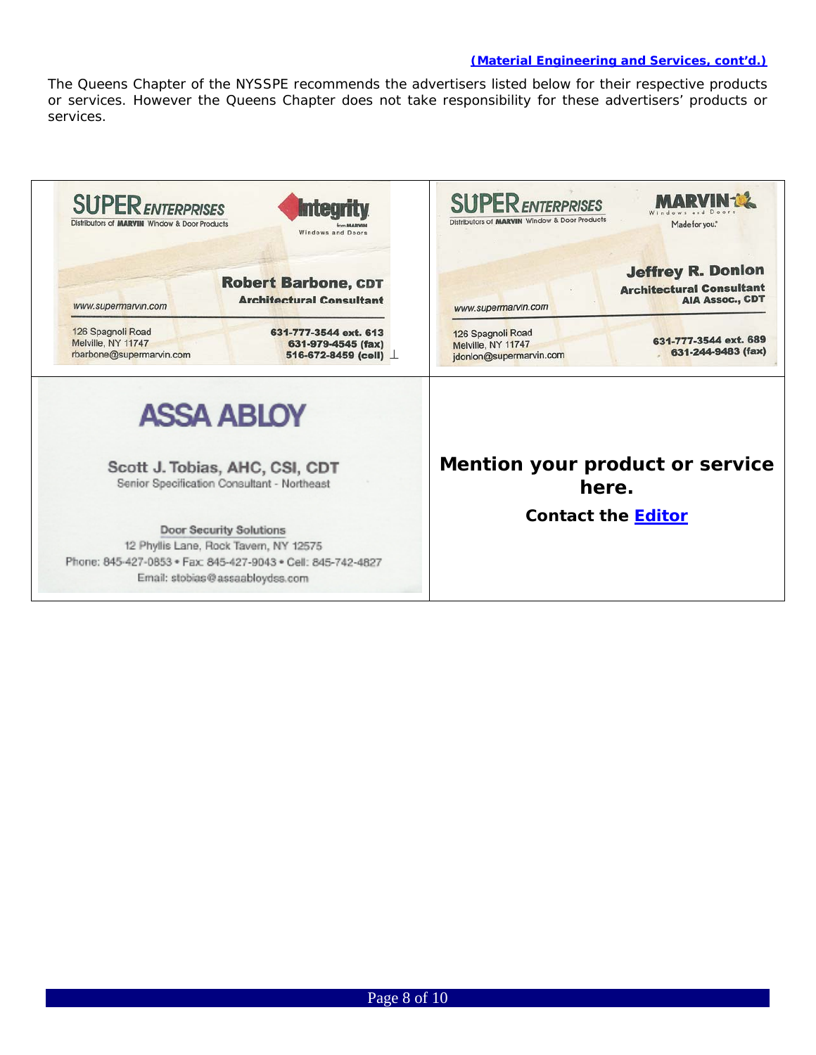**(Material Engineering and Services, cont'd.)**

The Queens Chapter of the NYSSPE recommends the advertisers listed below for their respective products or services. However the Queens Chapter does not take responsibility for these advertisers' products or services.

| | |
|---|---|
| SUPER ENTERPRISES<br>Distributors of MARVIN Window & Door Products<br>Integrity from MARVIN Windows and Doors<br>**Robert Barbone, CDT**<br>Architectural Consultant<br>www.supermarvin.com<br>126 Spagnoli Road<br>Melville, NY 11747<br>rbarbone@supermarvin.com<br>631-777-3544 ext. 613<br>631-979-4545 (fax)<br>516-672-8459 (cell) | SUPER ENTERPRISES<br>Distributors of MARVIN Window & Door Products<br>MARVIN Windows and Doors<br>Made for you.<br>**Jeffrey R. Donlon**<br>Architectural Consultant<br>AIA Assoc., CDT<br>www.supermarvin.com<br>126 Spagnoli Road<br>Melville, NY 11747<br>jdonlon@supermarvin.com<br>631-777-3544 ext. 689<br>631-244-9483 (fax) |
| ASSA ABLOY<br>**Scott J. Tobias, AHC, CSI, CDT**<br>Senior Specification Consultant - Northeast<br>Door Security Solutions<br>12 Phyllis Lane, Rock Tavern, NY 12575<br>Phone: 845-427-0853 • Fax: 845-427-9043 • Cell: 845-742-4827<br>Email: stobias@assaabloydss.com | **Mention your product or service here.**<br>**Contact the Editor** |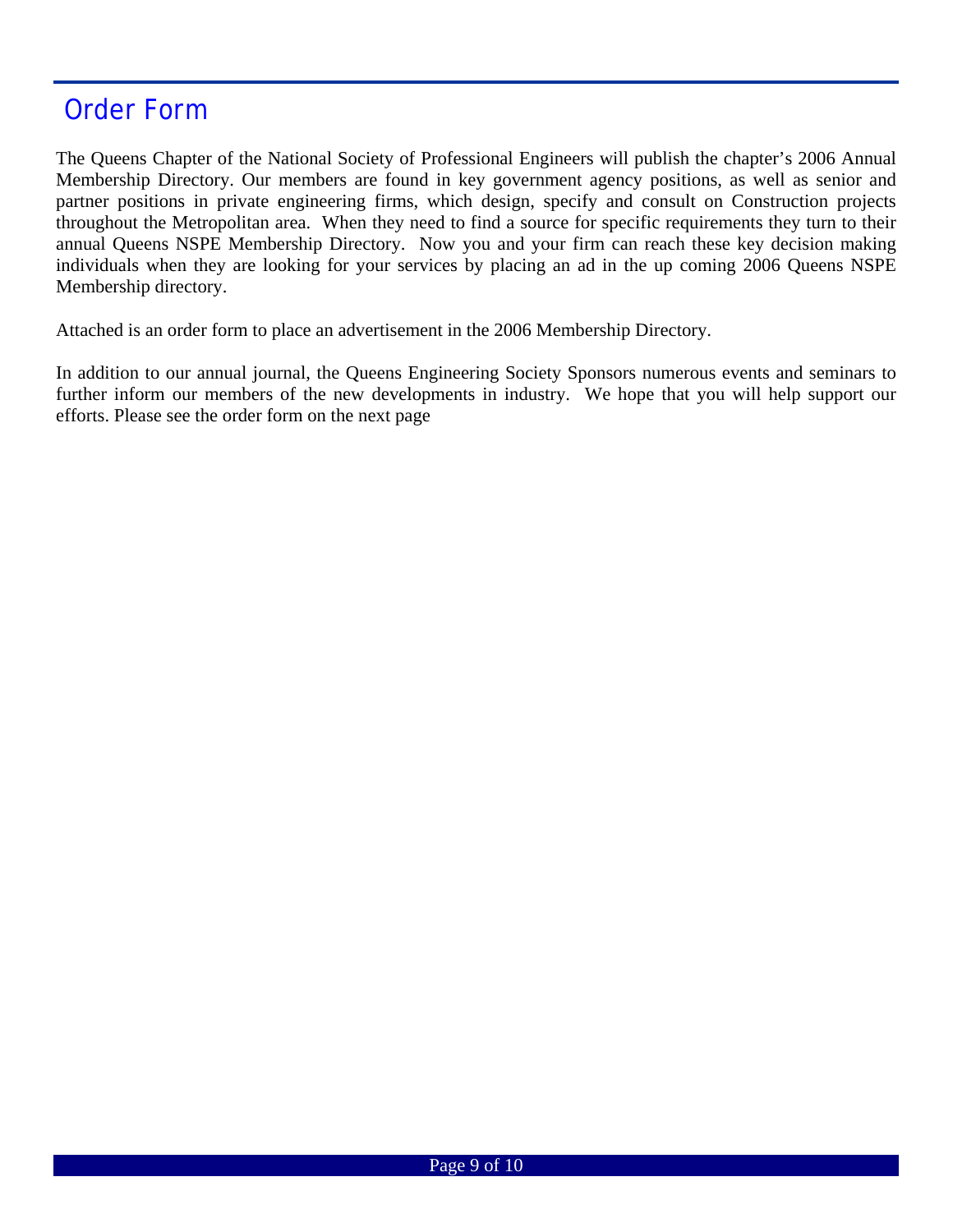## Order Form

The Queens Chapter of the National Society of Professional Engineers will publish the chapter's 2006 Annual Membership Directory. Our members are found in key government agency positions, as well as senior and partner positions in private engineering firms, which design, specify and consult on Construction projects throughout the Metropolitan area. When they need to find a source for specific requirements they turn to their annual Queens NSPE Membership Directory. Now you and your firm can reach these key decision making individuals when they are looking for your services by placing an ad in the up coming 2006 Queens NSPE Membership directory.

Attached is an order form to place an advertisement in the 2006 Membership Directory.

In addition to our annual journal, the Queens Engineering Society Sponsors numerous events and seminars to further inform our members of the new developments in industry. We hope that you will help support our efforts. Please see the order form on the next page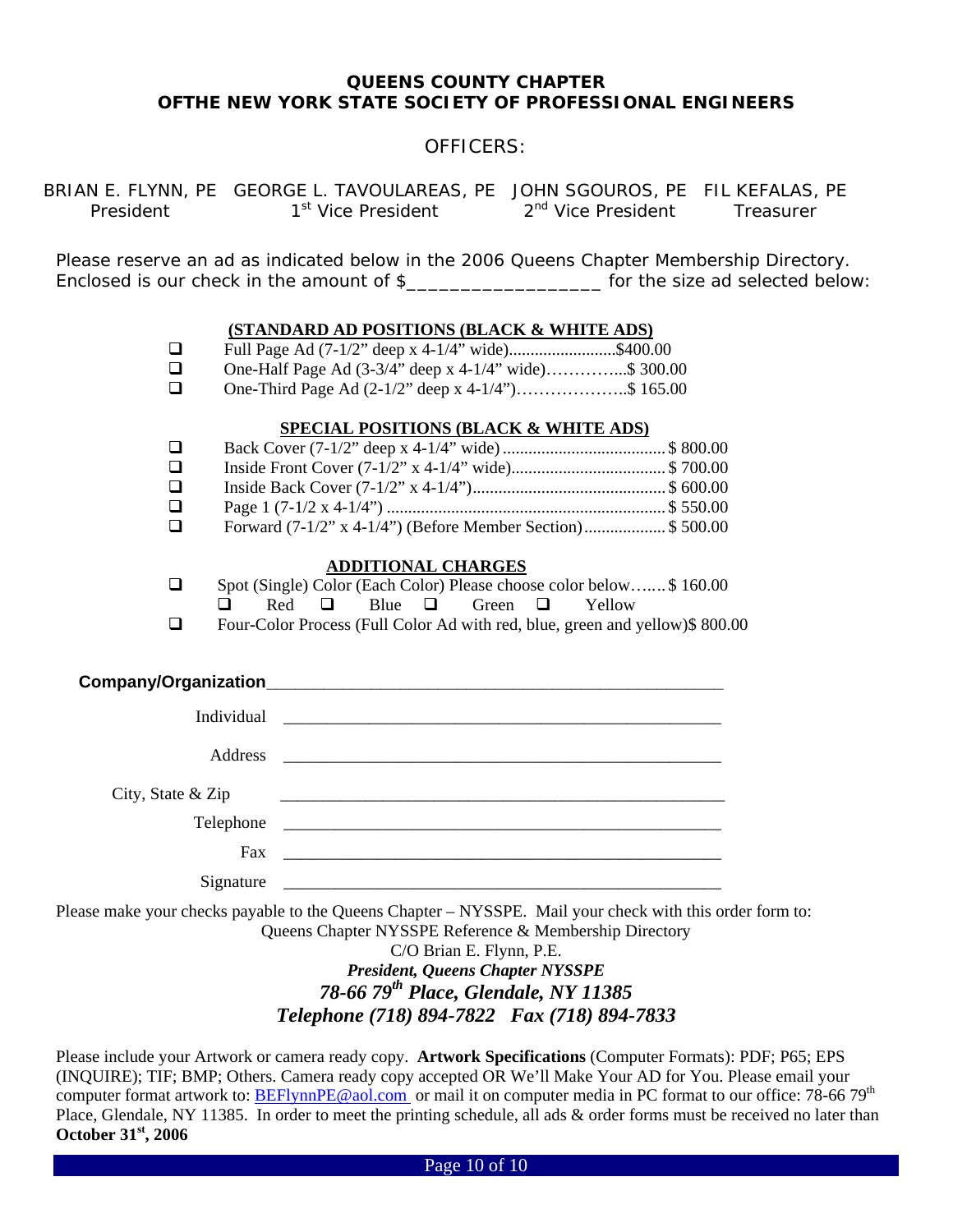**QUEENS COUNTY CHAPTER**
**OFTHE NEW YORK STATE SOCIETY OF PROFESSIONAL ENGINEERS**

OFFICERS:

| BRIAN E. FLYNN, PE | GEORGE L. TAVOULAREAS, PE | JOHN SGOUROS, PE | FIL KEFALAS, PE |
|---|---|---|---|
| President | 1st Vice President | 2nd Vice President | Treasurer |

Please reserve an ad as indicated below in the 2006 Queens Chapter Membership Directory. Enclosed is our check in the amount of $__________________ for the size ad selected below:

**(STANDARD AD POSITIONS (BLACK & WHITE ADS)**

- ☐ Full Page Ad (7-1/2" deep x 4-1/4" wide).........................$400.00
- ☐ One-Half Page Ad (3-3/4" deep x 4-1/4" wide)…………...$ 300.00
- ☐ One-Third Page Ad (2-1/2" deep x 4-1/4")………………..$ 165.00

**SPECIAL POSITIONS (BLACK & WHITE ADS)**

- ☐ Back Cover (7-1/2" deep x 4-1/4" wide) ...................................... $ 800.00
- ☐ Inside Front Cover (7-1/2" x 4-1/4" wide).................................... $ 700.00
- ☐ Inside Back Cover (7-1/2" x 4-1/4")............................................. $ 600.00
- ☐ Page 1 (7-1/2 x 4-1/4") ................................................................. $ 550.00
- ☐ Forward (7-1/2" x 4-1/4") (Before Member Section).................. $ 500.00

**ADDITIONAL CHARGES**

- ☐ Spot (Single) Color (Each Color) Please choose color below….... $ 160.00
  - ☐ Red ☐ Blue ☐ Green ☐ Yellow
- ☐ Four-Color Process (Full Color Ad with red, blue, green and yellow)$ 800.00

**Company/Organization**_____________________________________________________

Individual _____________________________________________________

Address _____________________________________________________

City, State & Zip _____________________________________________________

Telephone _____________________________________________________

Fax _____________________________________________________

Signature _____________________________________________________

Please make your checks payable to the Queens Chapter – NYSSPE. Mail your check with this order form to:

Queens Chapter NYSSPE Reference & Membership Directory
C/O Brian E. Flynn, P.E.
***President, Queens Chapter NYSSPE***
***78-66 79th Place, Glendale, NY 11385***
***Telephone (718) 894-7822 Fax (718) 894-7833***

Please include your Artwork or camera ready copy. **Artwork Specifications** (Computer Formats): PDF; P65; EPS (INQUIRE); TIF; BMP; Others. Camera ready copy accepted OR We'll Make Your AD for You. Please email your computer format artwork to: BEFlynnPE@aol.com or mail it on computer media in PC format to our office: 78-66 79th Place, Glendale, NY 11385. In order to meet the printing schedule, all ads & order forms must be received no later than **October 31st, 2006**